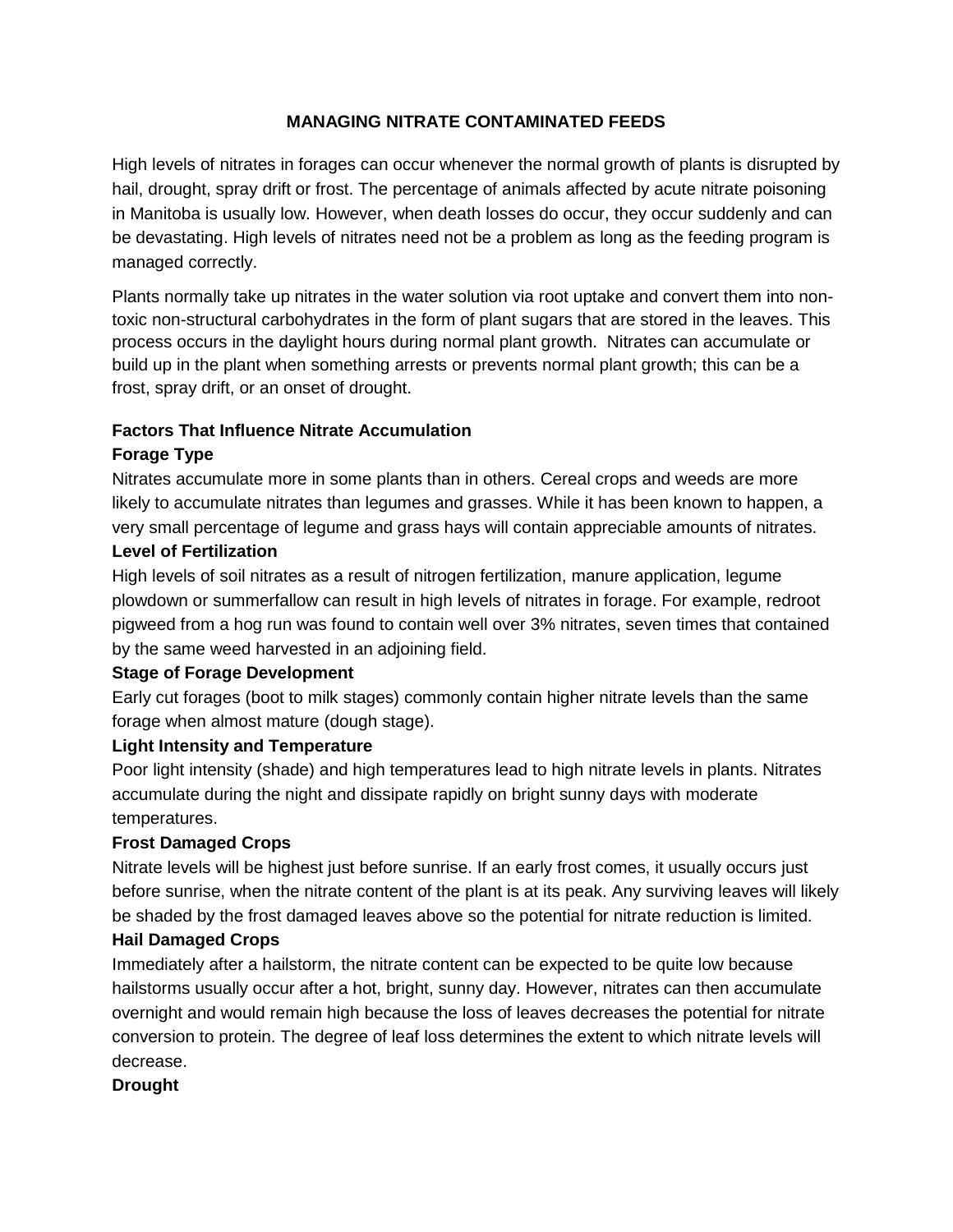# MANAGING NITRATE CONTAMINATED FEEDS

High levels of nitrates in forages can occur whenever the normal growth of plants is disrupted by hail, drought, spray drift or frost. The percentage of animals affected by acute nitrate poisoning in Manitoba is usually low. However, when death losses do occur, they occur suddenly and can be devastating. High levels of nitrates need not be a problem as long as the feeding program is managed correctly.

Plants normally take up nitrates in the water solution via root uptake and convert them into non-toxic non-structural carbohydrates in the form of plant sugars that are stored in the leaves. This process occurs in the daylight hours during normal plant growth. Nitrates can accumulate or build up in the plant when something arrests or prevents normal plant growth; this can be a frost, spray drift, or an onset of drought.

## Factors That Influence Nitrate Accumulation

### Forage Type

Nitrates accumulate more in some plants than in others. Cereal crops and weeds are more likely to accumulate nitrates than legumes and grasses. While it has been known to happen, a very small percentage of legume and grass hays will contain appreciable amounts of nitrates.

### Level of Fertilization

High levels of soil nitrates as a result of nitrogen fertilization, manure application, legume plowdown or summerfallow can result in high levels of nitrates in forage. For example, redroot pigweed from a hog run was found to contain well over 3% nitrates, seven times that contained by the same weed harvested in an adjoining field.

### Stage of Forage Development

Early cut forages (boot to milk stages) commonly contain higher nitrate levels than the same forage when almost mature (dough stage).

### Light Intensity and Temperature

Poor light intensity (shade) and high temperatures lead to high nitrate levels in plants. Nitrates accumulate during the night and dissipate rapidly on bright sunny days with moderate temperatures.

### Frost Damaged Crops

Nitrate levels will be highest just before sunrise. If an early frost comes, it usually occurs just before sunrise, when the nitrate content of the plant is at its peak. Any surviving leaves will likely be shaded by the frost damaged leaves above so the potential for nitrate reduction is limited.

### Hail Damaged Crops

Immediately after a hailstorm, the nitrate content can be expected to be quite low because hailstorms usually occur after a hot, bright, sunny day. However, nitrates can then accumulate overnight and would remain high because the loss of leaves decreases the potential for nitrate conversion to protein. The degree of leaf loss determines the extent to which nitrate levels will decrease.

### Drought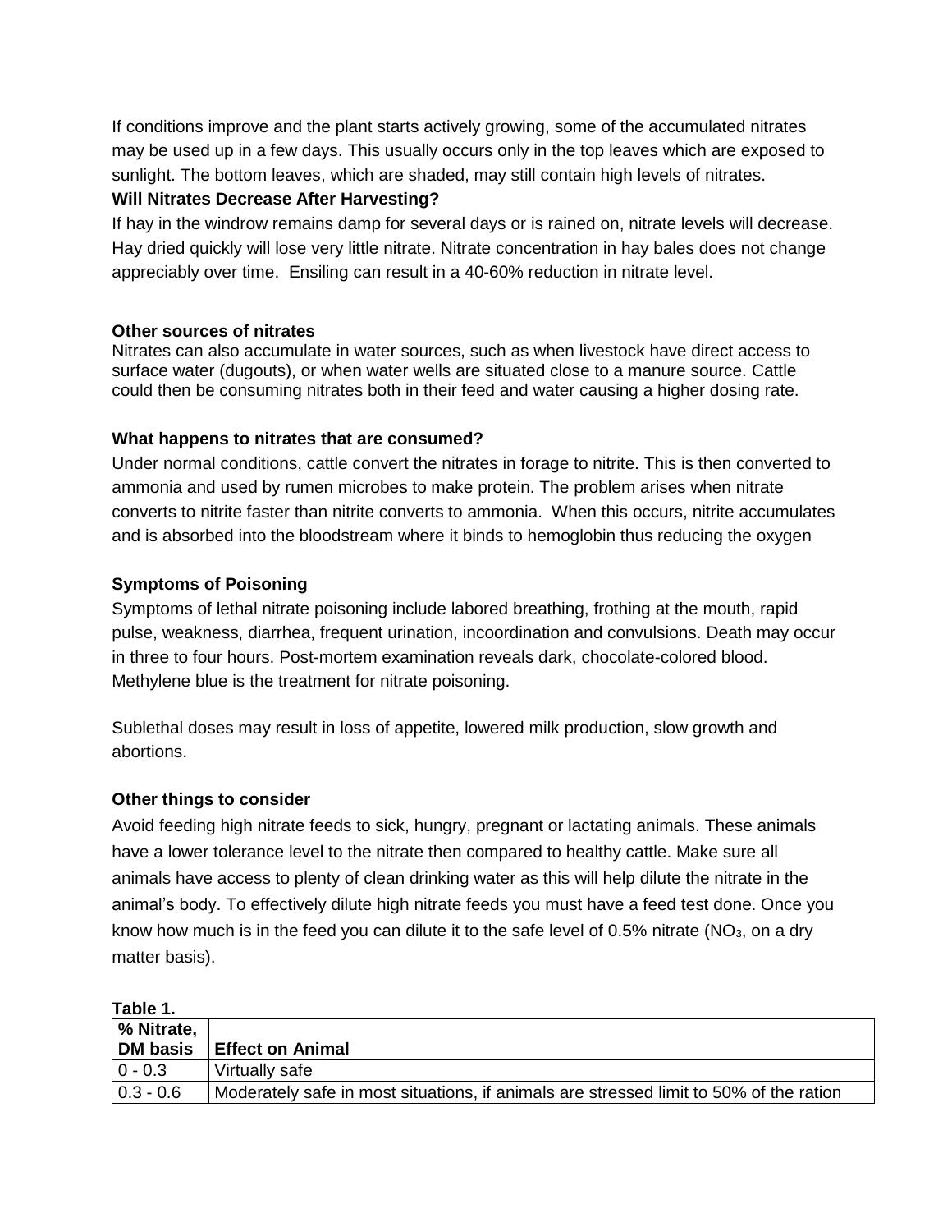If conditions improve and the plant starts actively growing, some of the accumulated nitrates may be used up in a few days. This usually occurs only in the top leaves which are exposed to sunlight. The bottom leaves, which are shaded, may still contain high levels of nitrates.

**Will Nitrates Decrease After Harvesting?**

If hay in the windrow remains damp for several days or is rained on, nitrate levels will decrease. Hay dried quickly will lose very little nitrate. Nitrate concentration in hay bales does not change appreciably over time. Ensiling can result in a 40-60% reduction in nitrate level.

**Other sources of nitrates**

Nitrates can also accumulate in water sources, such as when livestock have direct access to surface water (dugouts), or when water wells are situated close to a manure source. Cattle could then be consuming nitrates both in their feed and water causing a higher dosing rate.

**What happens to nitrates that are consumed?**

Under normal conditions, cattle convert the nitrates in forage to nitrite. This is then converted to ammonia and used by rumen microbes to make protein. The problem arises when nitrate converts to nitrite faster than nitrite converts to ammonia. When this occurs, nitrite accumulates and is absorbed into the bloodstream where it binds to hemoglobin thus reducing the oxygen

**Symptoms of Poisoning**

Symptoms of lethal nitrate poisoning include labored breathing, frothing at the mouth, rapid pulse, weakness, diarrhea, frequent urination, incoordination and convulsions. Death may occur in three to four hours. Post-mortem examination reveals dark, chocolate-colored blood. Methylene blue is the treatment for nitrate poisoning.

Sublethal doses may result in loss of appetite, lowered milk production, slow growth and abortions.

**Other things to consider**

Avoid feeding high nitrate feeds to sick, hungry, pregnant or lactating animals. These animals have a lower tolerance level to the nitrate then compared to healthy cattle. Make sure all animals have access to plenty of clean drinking water as this will help dilute the nitrate in the animal's body. To effectively dilute high nitrate feeds you must have a feed test done. Once you know how much is in the feed you can dilute it to the safe level of 0.5% nitrate ($NO_3$, on a dry matter basis).

**Table 1.**

| % Nitrate, DM basis | Effect on Animal |
|---|---|
| 0 - 0.3 | Virtually safe |
| 0.3 - 0.6 | Moderately safe in most situations, if animals are stressed limit to 50% of the ration |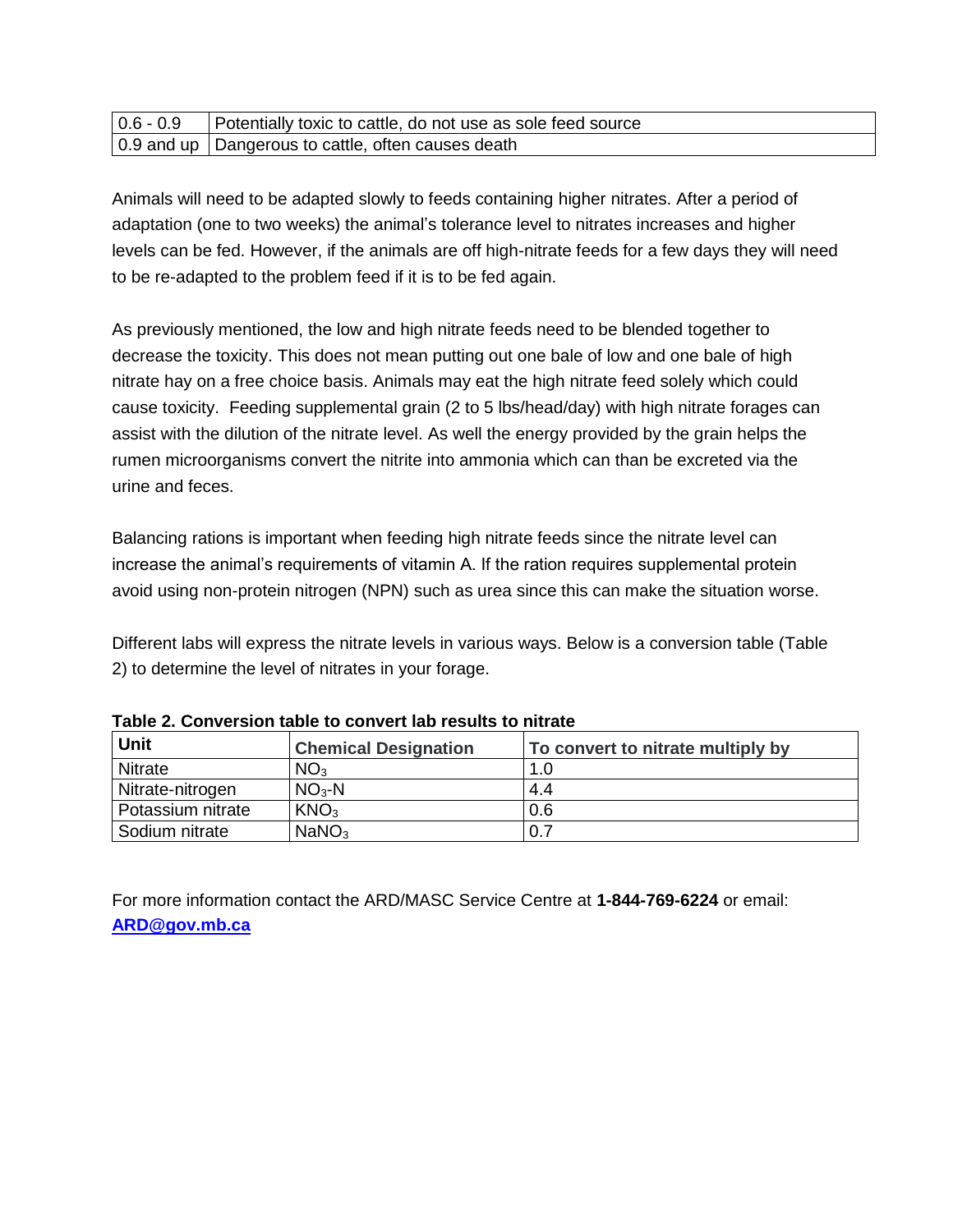| | |
|---|---|
| 0.6 - 0.9 | Potentially toxic to cattle, do not use as sole feed source |
| 0.9 and up | Dangerous to cattle, often causes death |

Animals will need to be adapted slowly to feeds containing higher nitrates. After a period of adaptation (one to two weeks) the animal's tolerance level to nitrates increases and higher levels can be fed. However, if the animals are off high-nitrate feeds for a few days they will need to be re-adapted to the problem feed if it is to be fed again.

As previously mentioned, the low and high nitrate feeds need to be blended together to decrease the toxicity. This does not mean putting out one bale of low and one bale of high nitrate hay on a free choice basis. Animals may eat the high nitrate feed solely which could cause toxicity. Feeding supplemental grain (2 to 5 lbs/head/day) with high nitrate forages can assist with the dilution of the nitrate level. As well the energy provided by the grain helps the rumen microorganisms convert the nitrite into ammonia which can than be excreted via the urine and feces.

Balancing rations is important when feeding high nitrate feeds since the nitrate level can increase the animal's requirements of vitamin A. If the ration requires supplemental protein avoid using non-protein nitrogen (NPN) such as urea since this can make the situation worse.

Different labs will express the nitrate levels in various ways. Below is a conversion table (Table 2) to determine the level of nitrates in your forage.

**Table 2. Conversion table to convert lab results to nitrate**

| Unit | Chemical Designation | To convert to nitrate multiply by |
|---|---|---|
| Nitrate | $NO_3$ | 1.0 |
| Nitrate-nitrogen | $NO_3$-N | 4.4 |
| Potassium nitrate | $KNO_3$ | 0.6 |
| Sodium nitrate | $NaNO_3$ | 0.7 |

For more information contact the ARD/MASC Service Centre at **1-844-769-6224** or email: **ARD@gov.mb.ca**